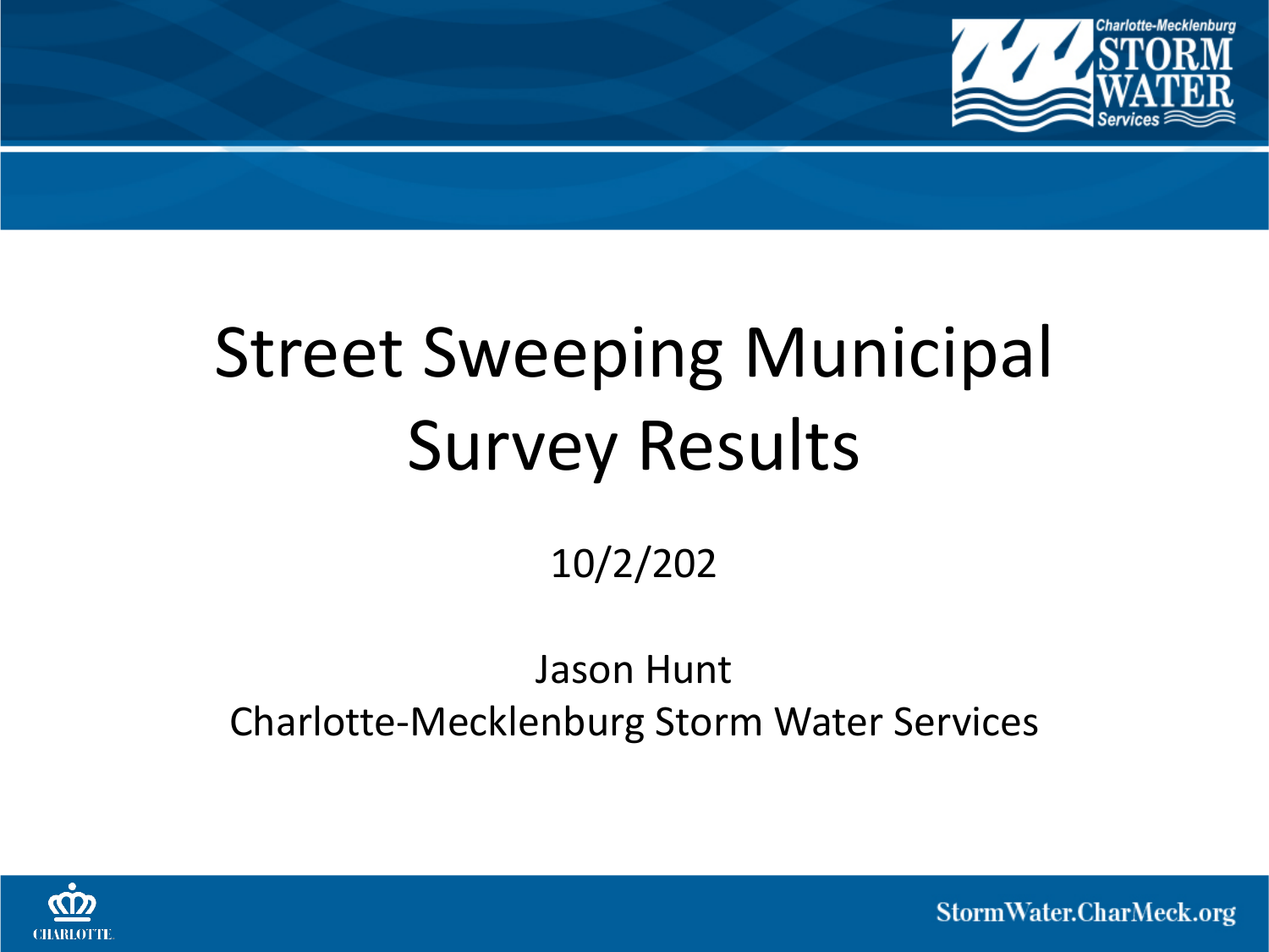# Street Sweeping Municipal Survey Results

10/2/202

Jason Hunt
Charlotte-Mecklenburg Storm Water Services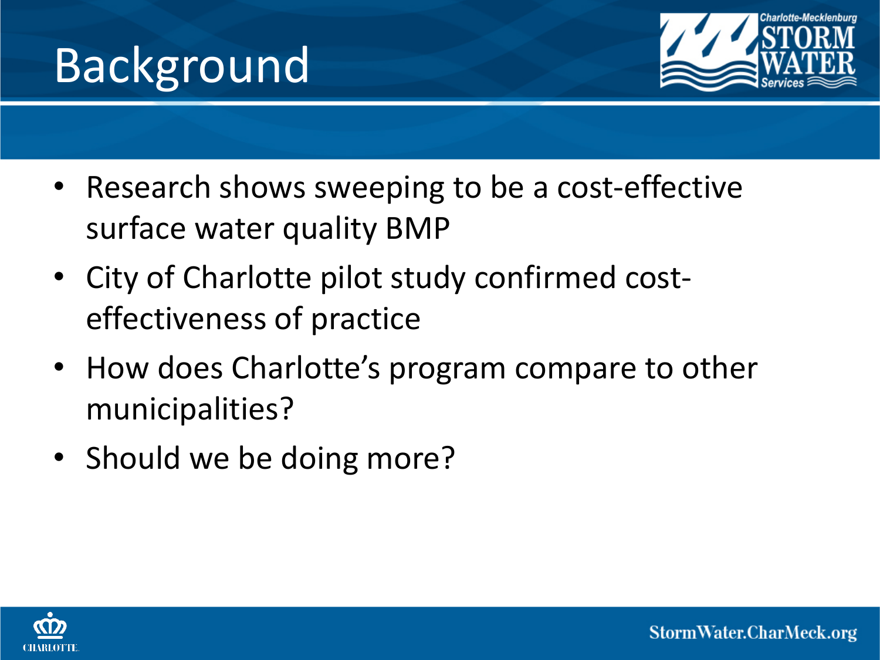# Background

- Research shows sweeping to be a cost-effective surface water quality BMP
- City of Charlotte pilot study confirmed cost-effectiveness of practice
- How does Charlotte's program compare to other municipalities?
- Should we be doing more?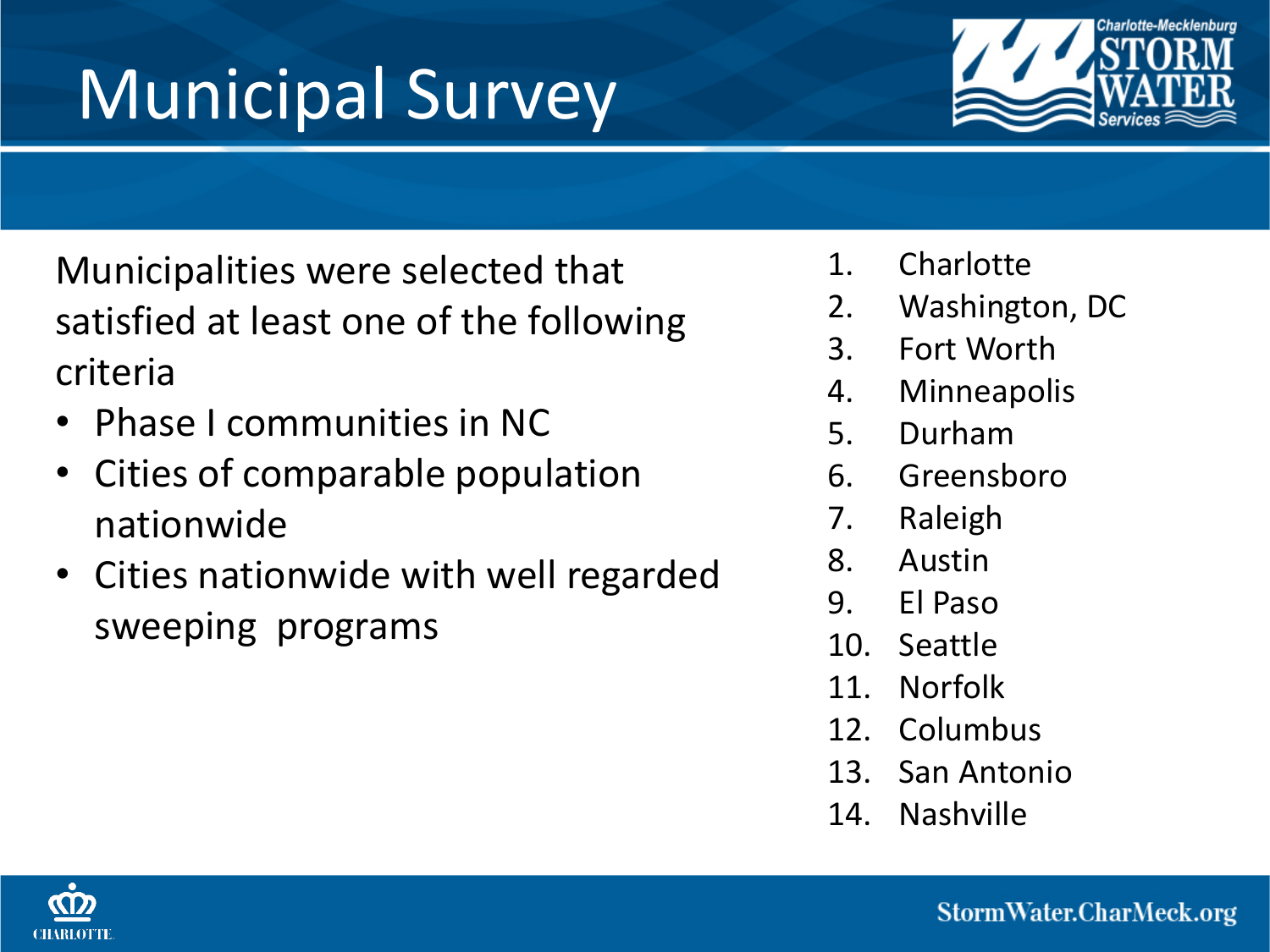# Municipal Survey

Municipalities were selected that satisfied at least one of the following criteria

- Phase I communities in NC
- Cities of comparable population nationwide
- Cities nationwide with well regarded sweeping programs

1. Charlotte
2. Washington, DC
3. Fort Worth
4. Minneapolis
5. Durham
6. Greensboro
7. Raleigh
8. Austin
9. El Paso
10. Seattle
11. Norfolk
12. Columbus
13. San Antonio
14. Nashville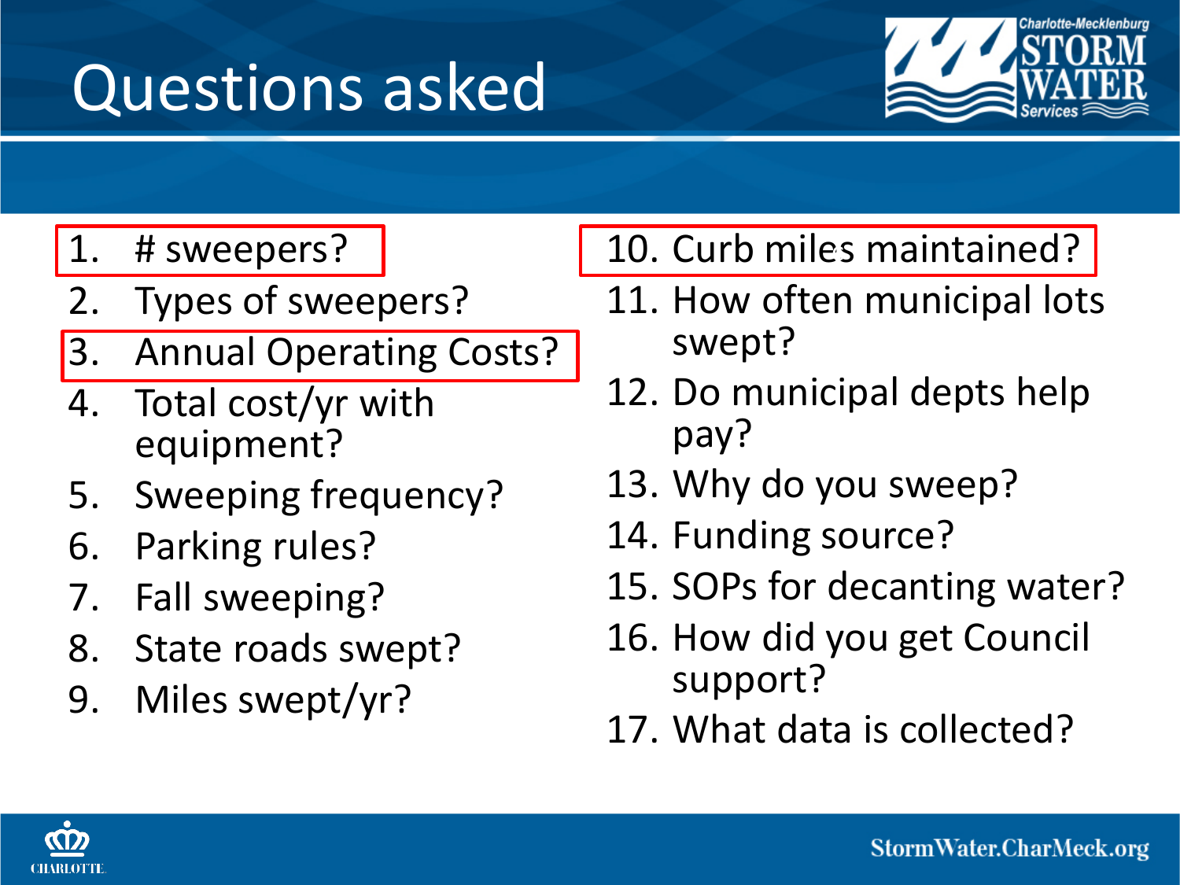# Questions asked

1. # sweepers?
2. Types of sweepers?
3. Annual Operating Costs?
4. Total cost/yr with equipment?
5. Sweeping frequency?
6. Parking rules?
7. Fall sweeping?
8. State roads swept?
9. Miles swept/yr?
10. Curb miles maintained?
11. How often municipal lots swept?
12. Do municipal depts help pay?
13. Why do you sweep?
14. Funding source?
15. SOPs for decanting water?
16. How did you get Council support?
17. What data is collected?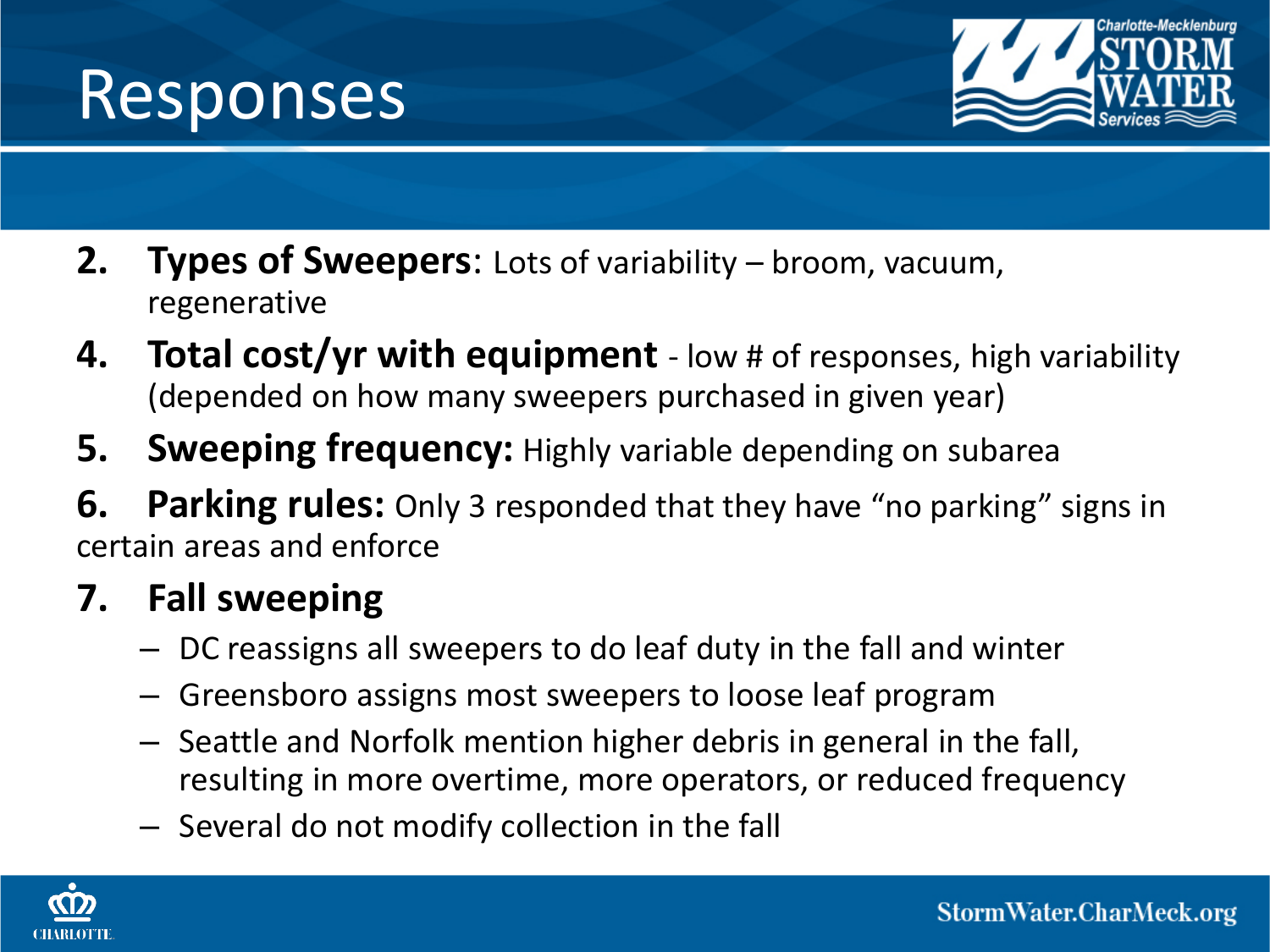# Responses

2. **Types of Sweepers**: Lots of variability – broom, vacuum, regenerative
4. **Total cost/yr with equipment** - low # of responses, high variability (depended on how many sweepers purchased in given year)
5. **Sweeping frequency:** Highly variable depending on subarea
6. **Parking rules:** Only 3 responded that they have "no parking" signs in certain areas and enforce
7. **Fall sweeping**
   - DC reassigns all sweepers to do leaf duty in the fall and winter
   - Greensboro assigns most sweepers to loose leaf program
   - Seattle and Norfolk mention higher debris in general in the fall, resulting in more overtime, more operators, or reduced frequency
   - Several do not modify collection in the fall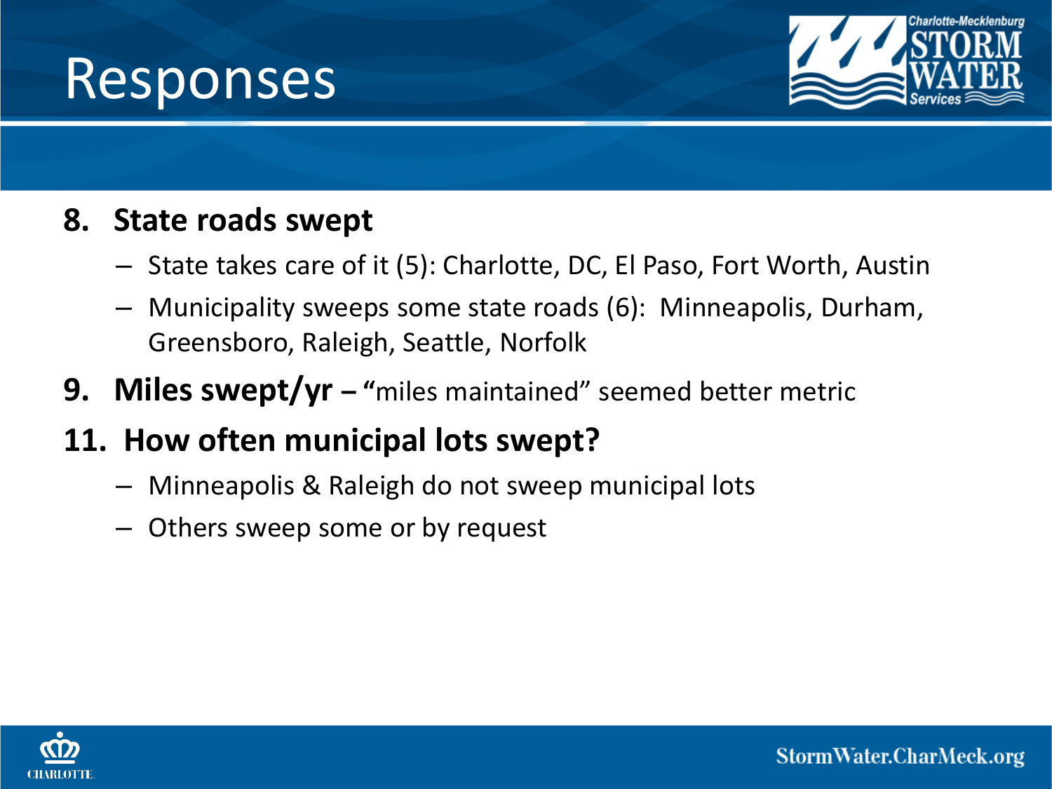# Responses

8. **State roads swept**
   - State takes care of it (5): Charlotte, DC, El Paso, Fort Worth, Austin
   - Municipality sweeps some state roads (6): Minneapolis, Durham, Greensboro, Raleigh, Seattle, Norfolk

9. **Miles swept/yr –** "miles maintained" seemed better metric

11. **How often municipal lots swept?**
    - Minneapolis & Raleigh do not sweep municipal lots
    - Others sweep some or by request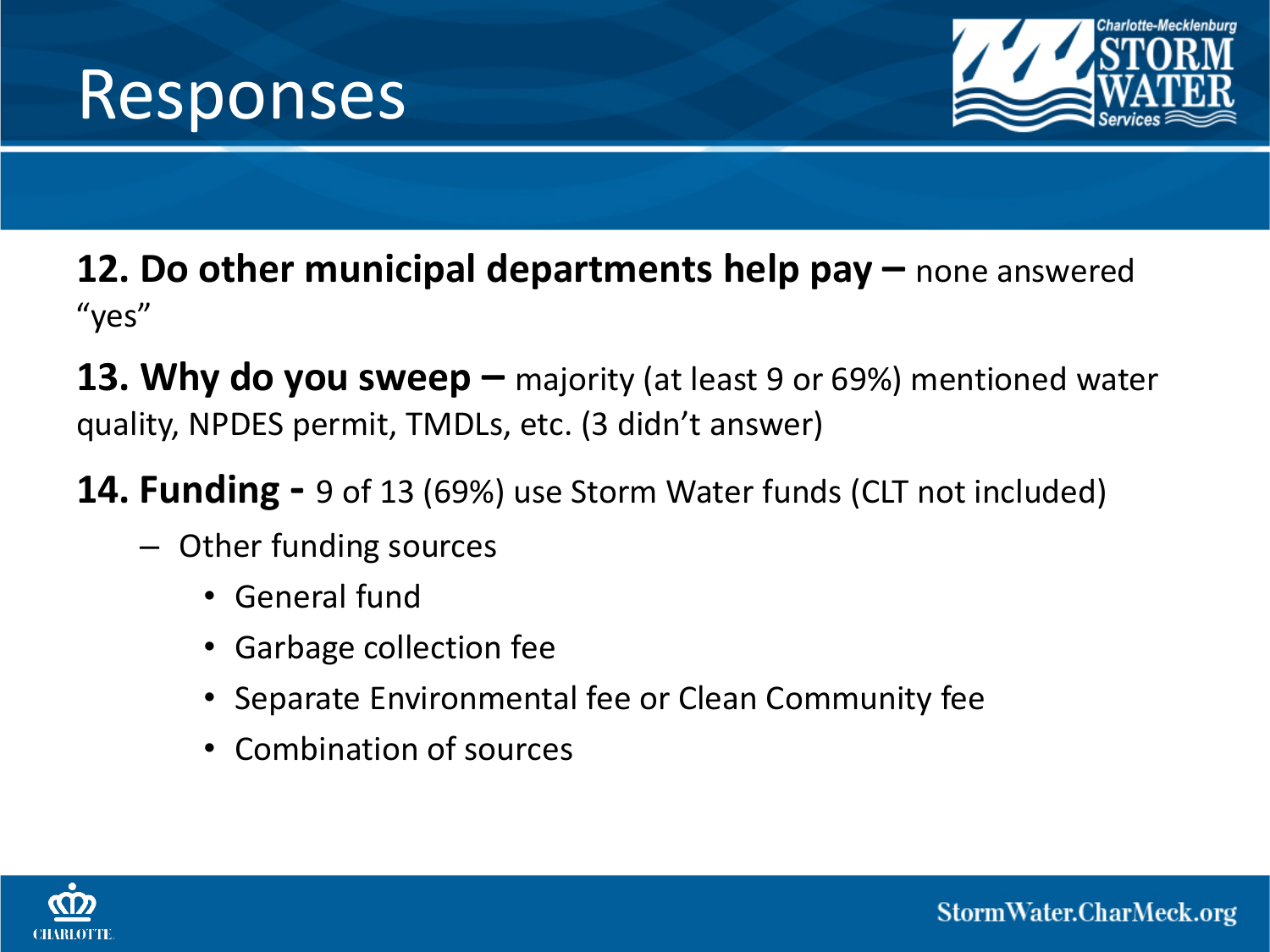# Responses

**12. Do other municipal departments help pay –** none answered "yes"

**13. Why do you sweep –** majority (at least 9 or 69%) mentioned water quality, NPDES permit, TMDLs, etc. (3 didn't answer)

**14. Funding -** 9 of 13 (69%) use Storm Water funds (CLT not included)

- Other funding sources
  - General fund
  - Garbage collection fee
  - Separate Environmental fee or Clean Community fee
  - Combination of sources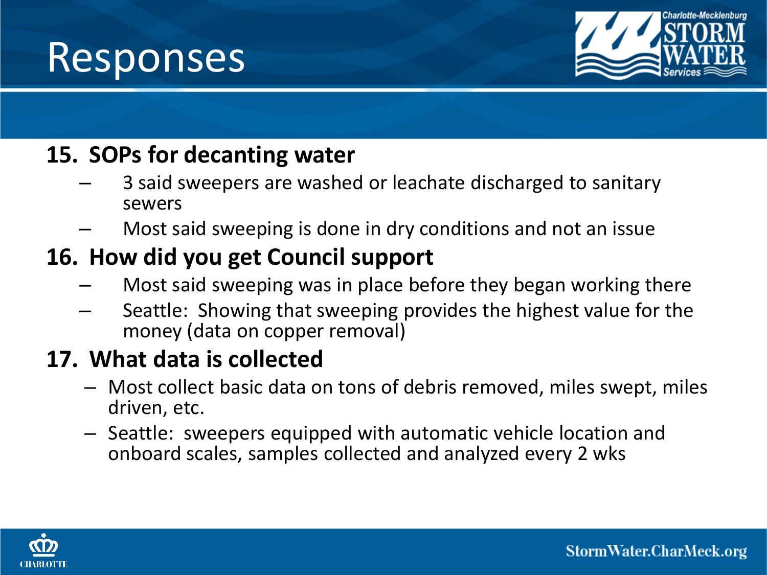# Responses

**15. SOPs for decanting water**

- 3 said sweepers are washed or leachate discharged to sanitary sewers
- Most said sweeping is done in dry conditions and not an issue

**16. How did you get Council support**

- Most said sweeping was in place before they began working there
- Seattle: Showing that sweeping provides the highest value for the money (data on copper removal)

**17. What data is collected**

- Most collect basic data on tons of debris removed, miles swept, miles driven, etc.
- Seattle: sweepers equipped with automatic vehicle location and onboard scales, samples collected and analyzed every 2 wks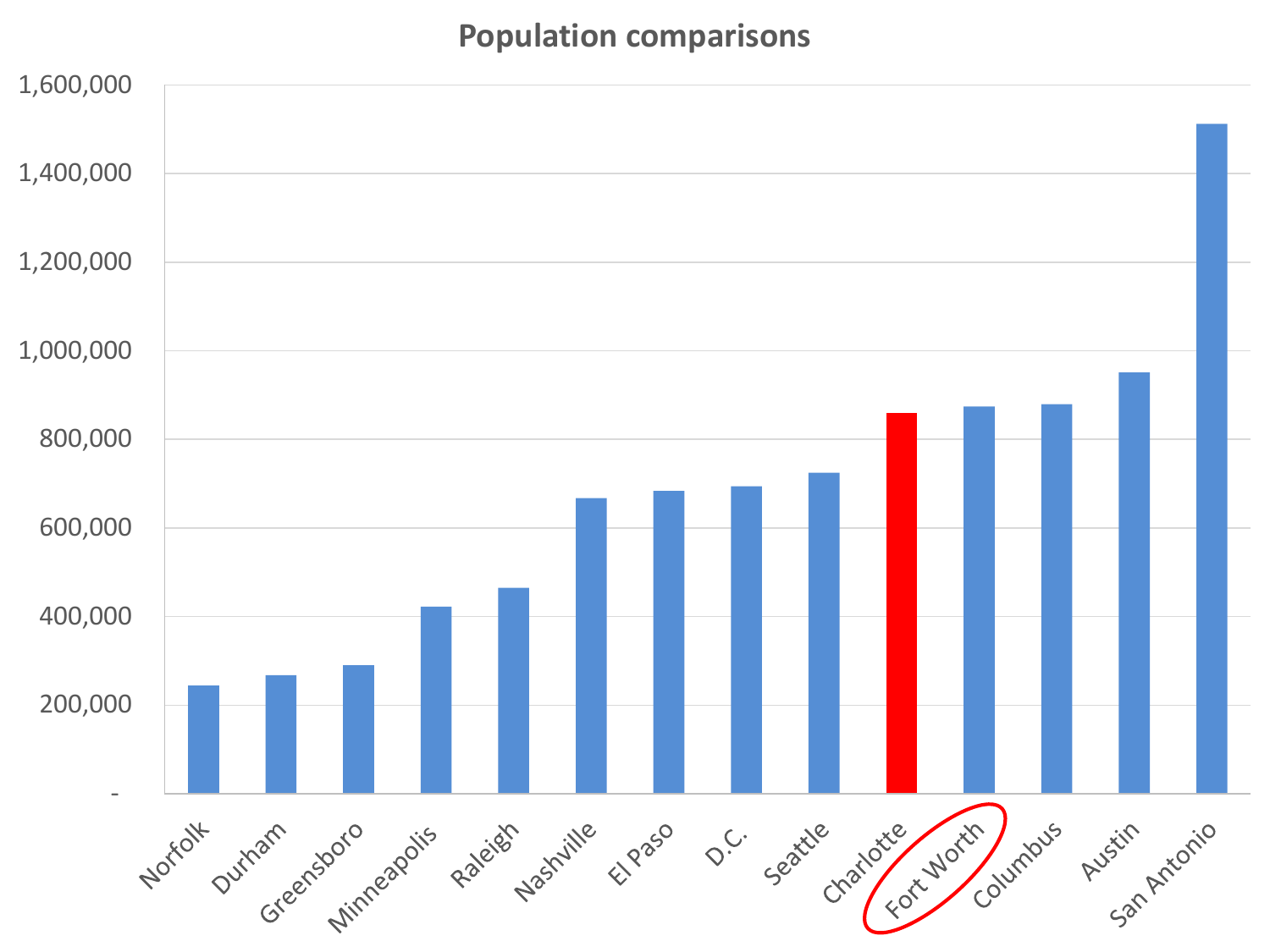## Population comparisons

1,600,000
1,400,000
1,200,000
1,000,000
800,000
600,000
400,000
200,000
-

Norfolk, Durham, Greensboro, Minneapolis, Raleigh, Nashville, El Paso, D.C., Seattle, Charlotte, Fort Worth, Columbus, Austin, San Antonio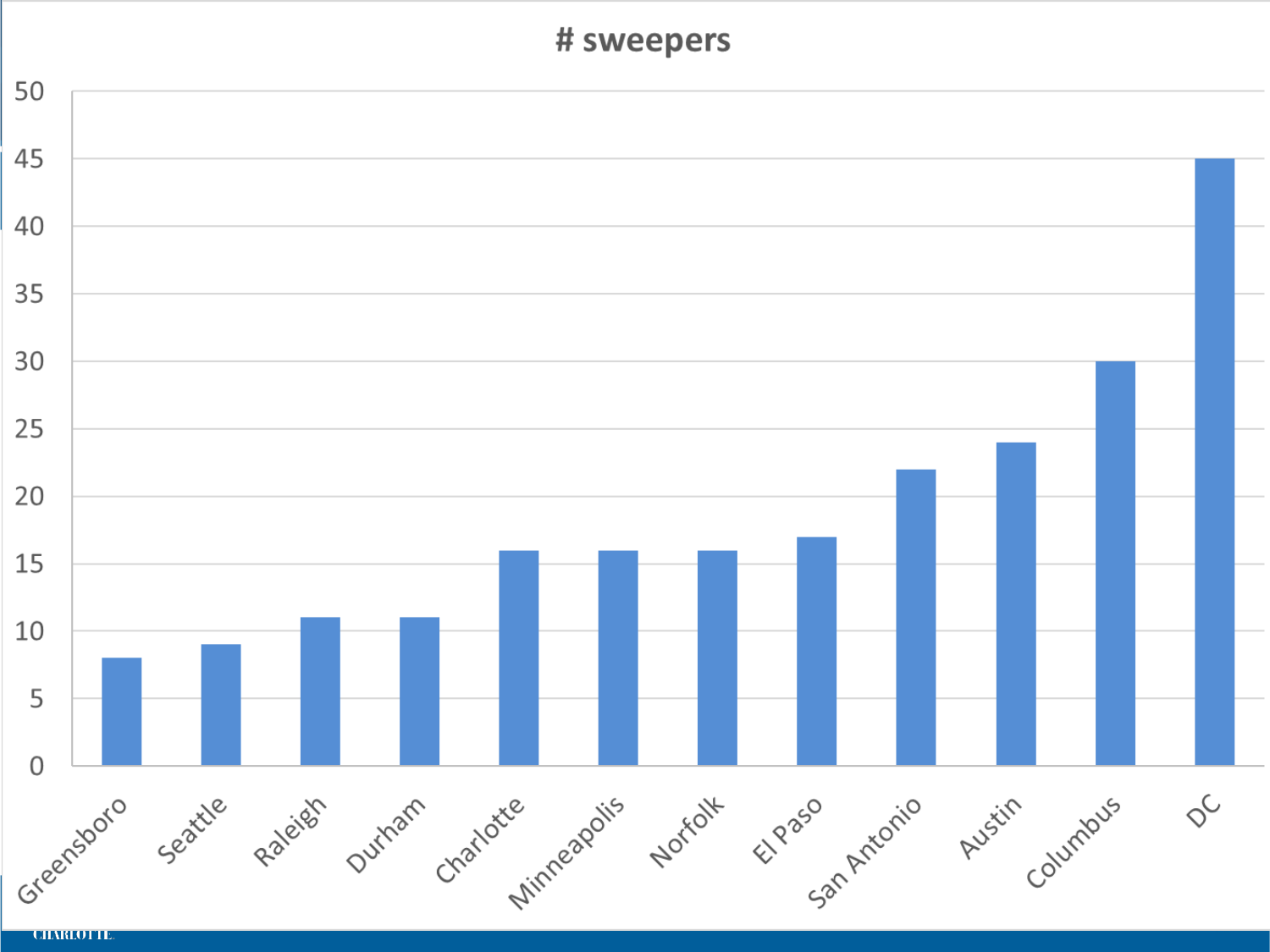# # sweepers

| City | # sweepers |
| --- | --- |
| Greensboro | 8 |
| Seattle | 9 |
| Raleigh | 11 |
| Durham | 11 |
| Charlotte | 16 |
| Minneapolis | 16 |
| Norfolk | 16 |
| El Paso | 17 |
| San Antonio | 22 |
| Austin | 24 |
| Columbus | 30 |
| DC | 45 |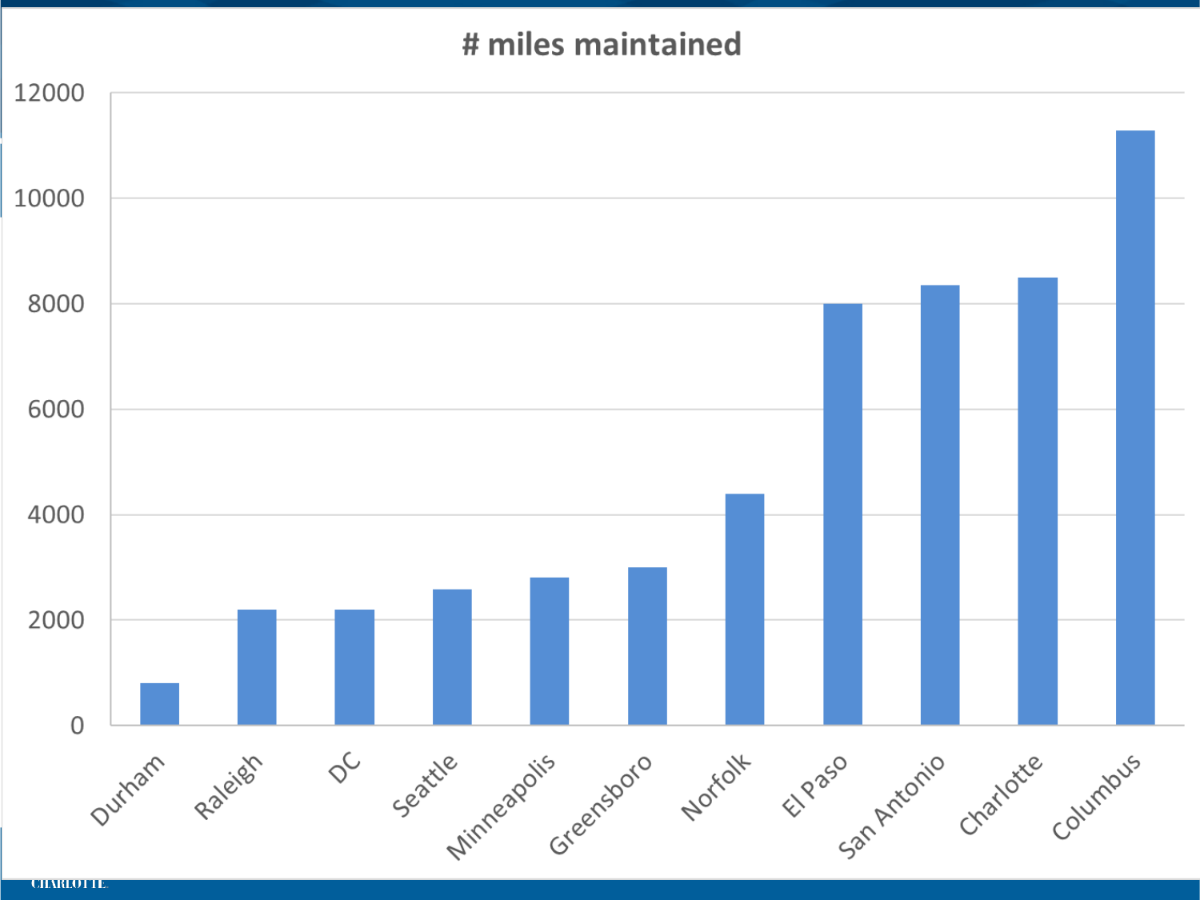# # miles maintained

| City | # miles maintained |
| --- | --- |
| Durham | 800 |
| Raleigh | 2200 |
| DC | 2200 |
| Seattle | 2580 |
| Minneapolis | 2800 |
| Greensboro | 3000 |
| Norfolk | 4400 |
| El Paso | 8000 |
| San Antonio | 8350 |
| Charlotte | 8500 |
| Columbus | 11280 |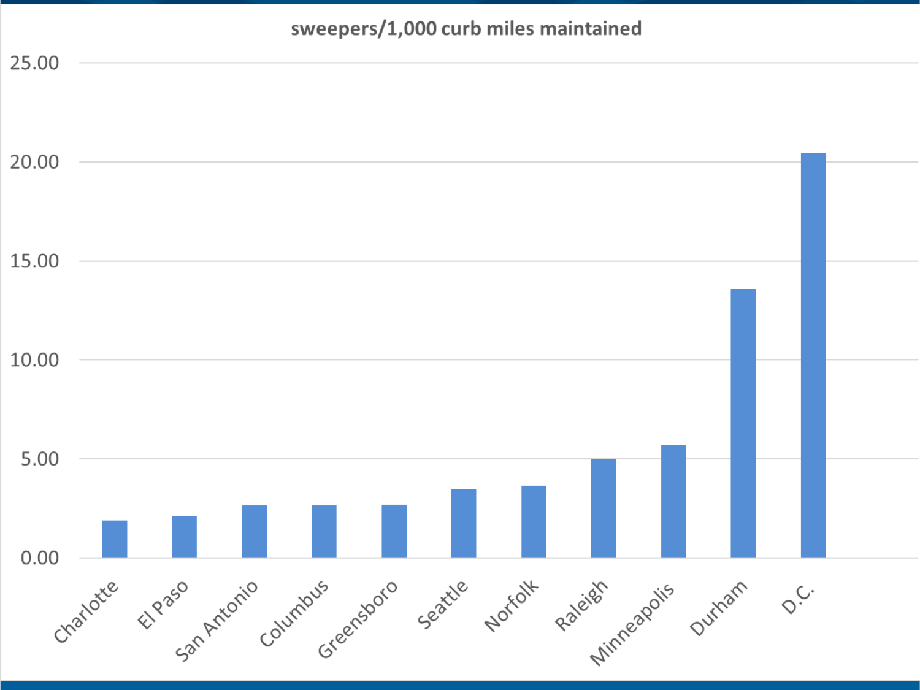**sweepers/1,000 curb miles maintained**

25.00
20.00
15.00
10.00
5.00
0.00

Charlotte, El Paso, San Antonio, Columbus, Greensboro, Seattle, Norfolk, Raleigh, Minneapolis, Durham, D.C.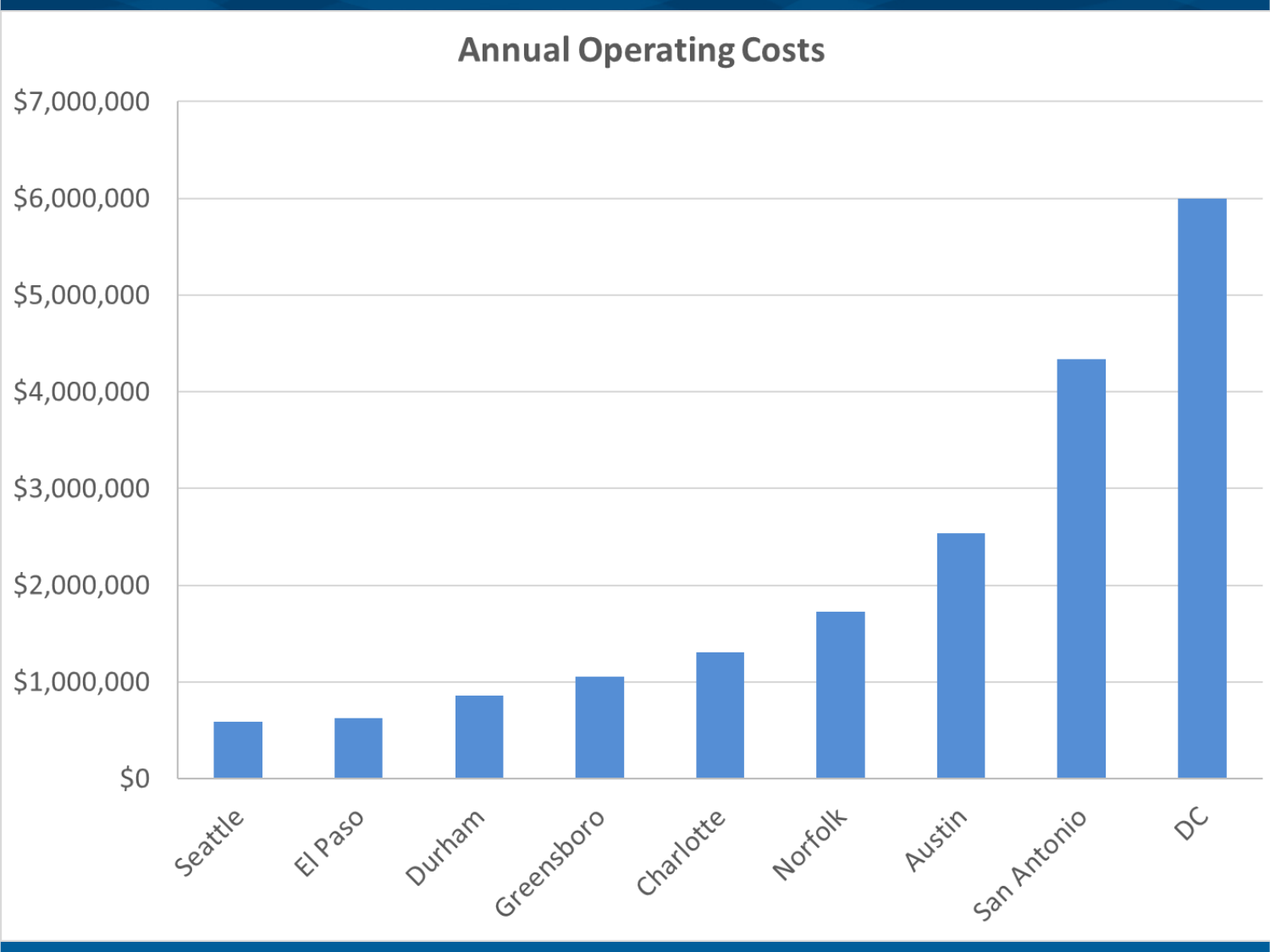## Annual Operating Costs

| City | Annual Operating Cost (approx.) |
|---|---|
| Seattle | $580,000 |
| El Paso | $620,000 |
| Durham | $850,000 |
| Greensboro | $1,050,000 |
| Charlotte | $1,300,000 |
| Norfolk | $1,720,000 |
| Austin | $2,530,000 |
| San Antonio | $4,330,000 |
| DC | $6,000,000 |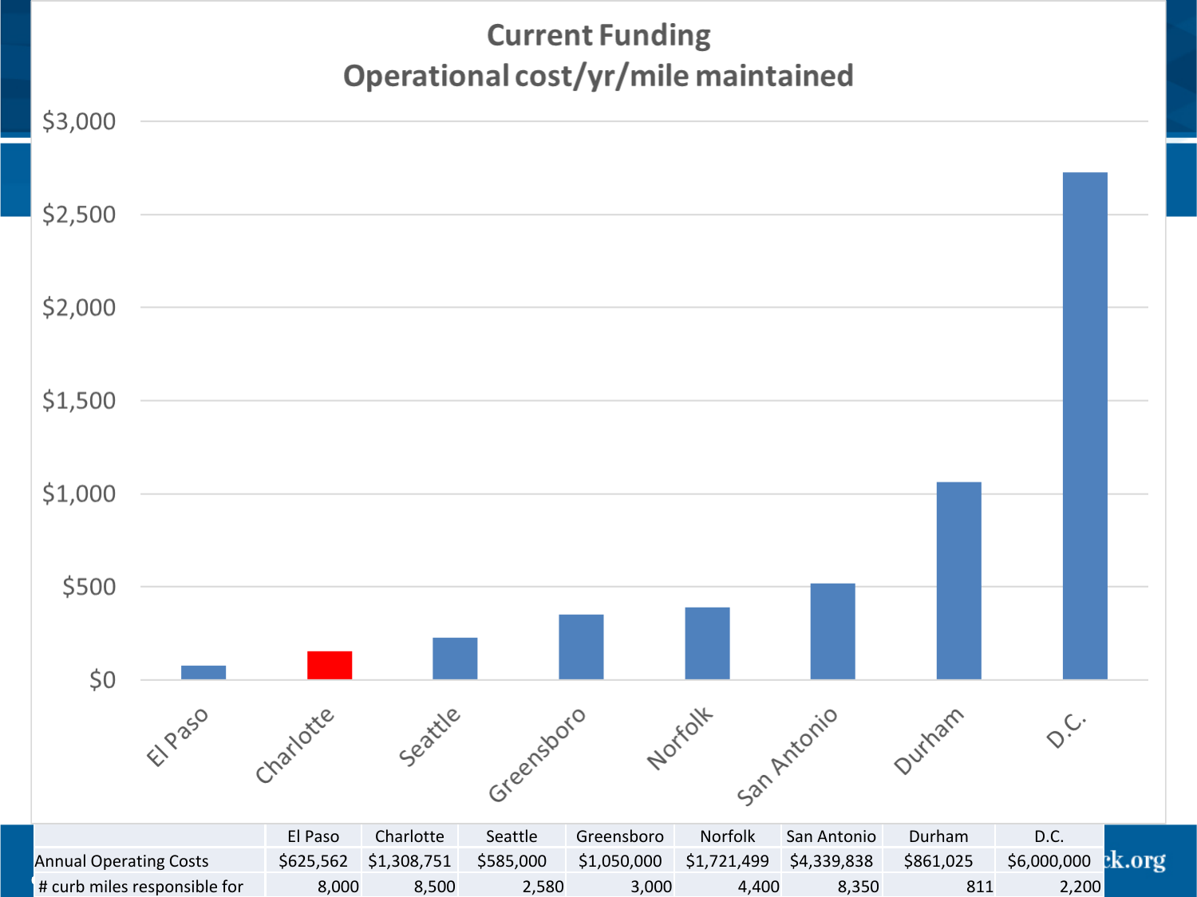# Current Funding
## Operational cost/yr/mile maintained

| | El Paso | Charlotte | Seattle | Greensboro | Norfolk | San Antonio | Durham | D.C. |
|---|---|---|---|---|---|---|---|---|
| Annual Operating Costs | $625,562 | $1,308,751 | $585,000 | $1,050,000 | $1,721,499 | $4,339,838 | $861,025 | $6,000,000 |
| # curb miles responsible for | 8,000 | 8,500 | 2,580 | 3,000 | 4,400 | 8,350 | 811 | 2,200 |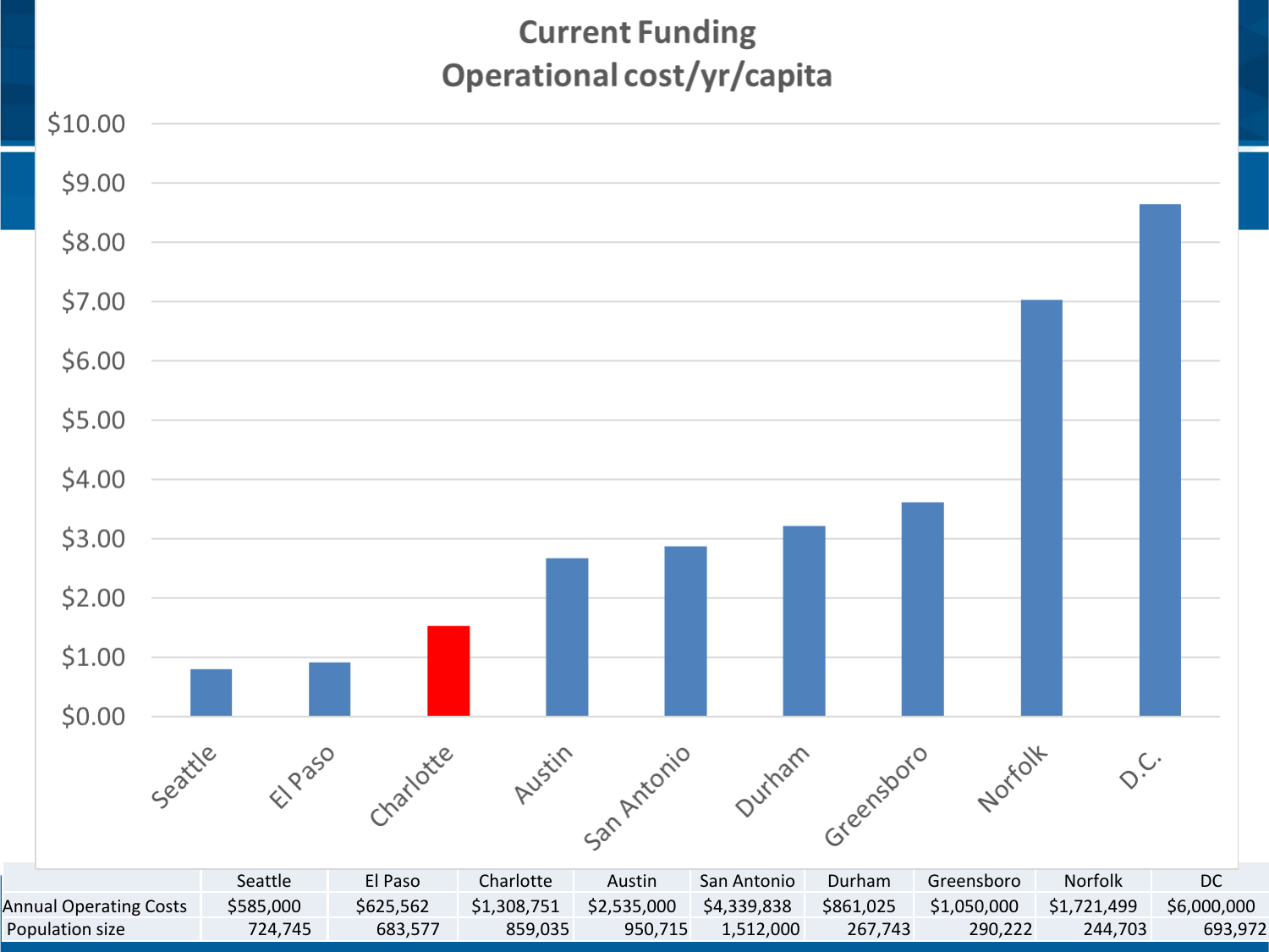# Current Funding
## Operational cost/yr/capita

| | Seattle | El Paso | Charlotte | Austin | San Antonio | Durham | Greensboro | Norfolk | DC |
|---|---|---|---|---|---|---|---|---|---|
| Annual Operating Costs | $585,000 | $625,562 | $1,308,751 | $2,535,000 | $4,339,838 | $861,025 | $1,050,000 | $1,721,499 | $6,000,000 |
| Population size | 724,745 | 683,577 | 859,035 | 950,715 | 1,512,000 | 267,743 | 290,222 | 244,703 | 693,972 |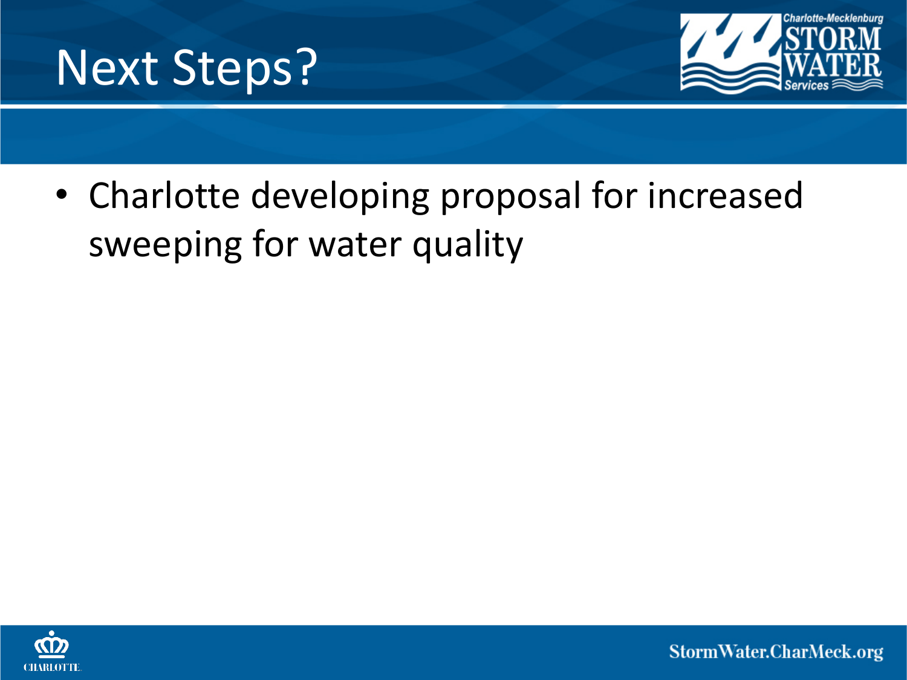# Next Steps?

- Charlotte developing proposal for increased sweeping for water quality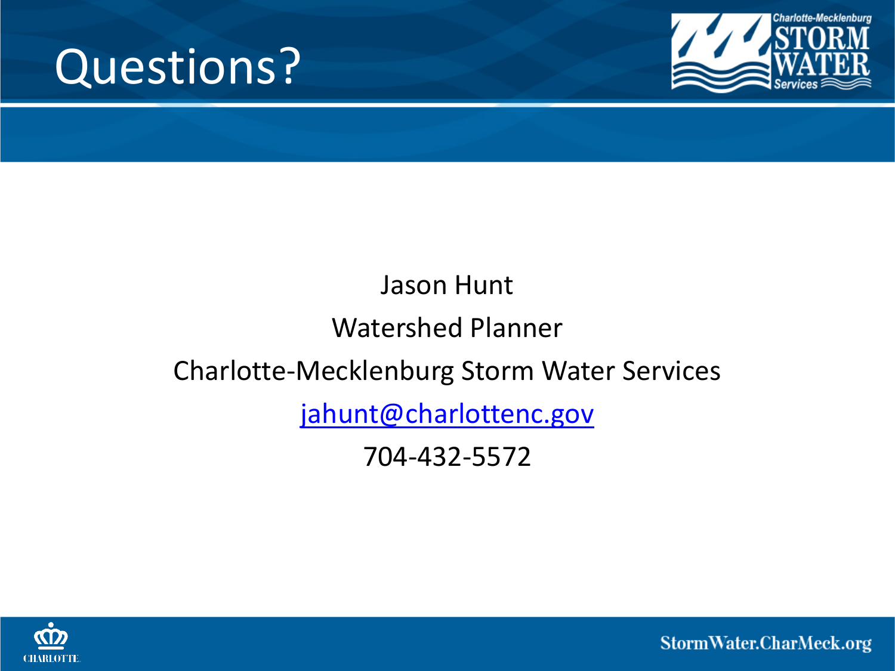# Questions?

Jason Hunt

Watershed Planner

Charlotte-Mecklenburg Storm Water Services

jahunt@charlottenc.gov

704-432-5572